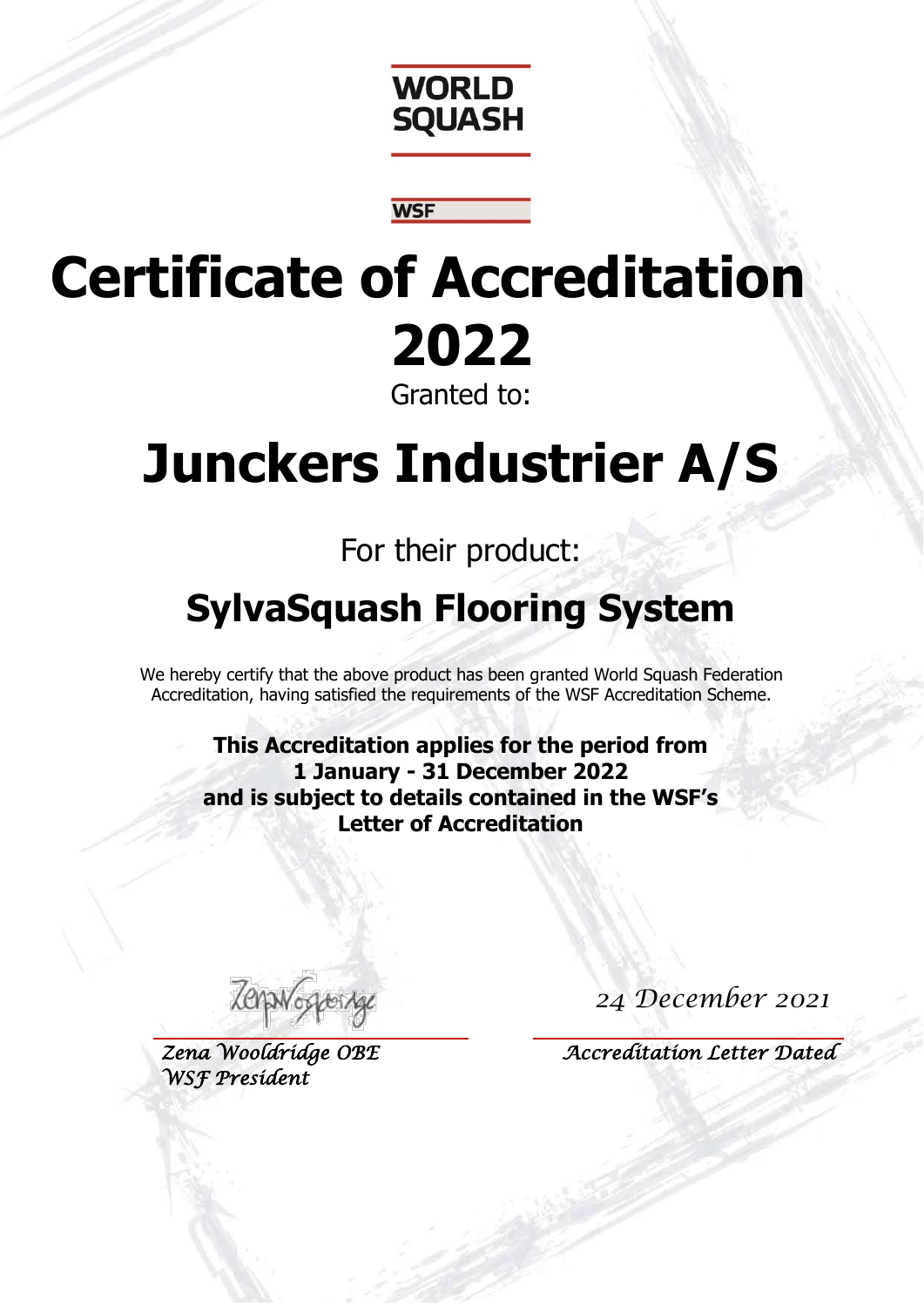WORLD SQUASH

WSF

# Certificate of Accreditation 2022

Granted to:

# Junckers Industrier A/S

For their product:

## SylvaSquash Flooring System

We hereby certify that the above product has been granted World Squash Federation Accreditation, having satisfied the requirements of the WSF Accreditation Scheme.

**This Accreditation applies for the period from 1 January - 31 December 2022 and is subject to details contained in the WSF's Letter of Accreditation**

*Zena Wooldridge OBE*
*WSF President*

*24 December 2021*
*Accreditation Letter Dated*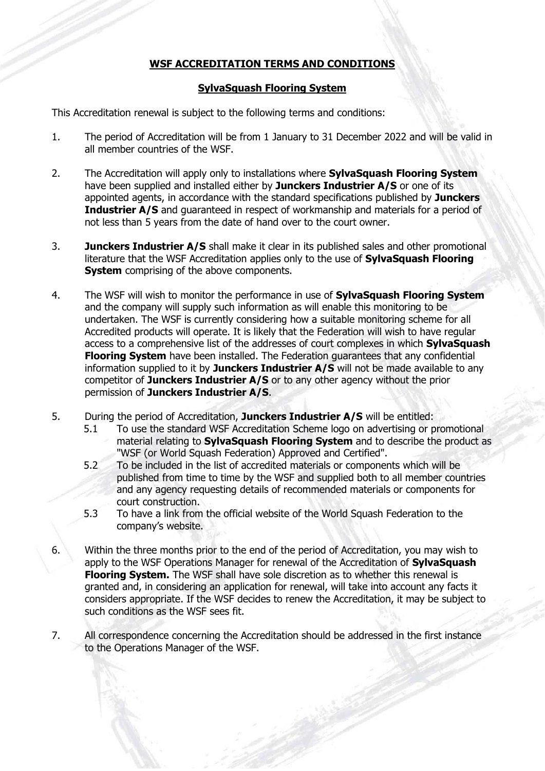**WSF ACCREDITATION TERMS AND CONDITIONS**

**SylvaSquash Flooring System**

This Accreditation renewal is subject to the following terms and conditions:

1. The period of Accreditation will be from 1 January to 31 December 2022 and will be valid in all member countries of the WSF.

2. The Accreditation will apply only to installations where **SylvaSquash Flooring System** have been supplied and installed either by **Junckers Industrier A/S** or one of its appointed agents, in accordance with the standard specifications published by **Junckers Industrier A/S** and guaranteed in respect of workmanship and materials for a period of not less than 5 years from the date of hand over to the court owner.

3. **Junckers Industrier A/S** shall make it clear in its published sales and other promotional literature that the WSF Accreditation applies only to the use of **SylvaSquash Flooring System** comprising of the above components.

4. The WSF will wish to monitor the performance in use of **SylvaSquash Flooring System** and the company will supply such information as will enable this monitoring to be undertaken. The WSF is currently considering how a suitable monitoring scheme for all Accredited products will operate. It is likely that the Federation will wish to have regular access to a comprehensive list of the addresses of court complexes in which **SylvaSquash Flooring System** have been installed. The Federation guarantees that any confidential information supplied to it by **Junckers Industrier A/S** will not be made available to any competitor of **Junckers Industrier A/S** or to any other agency without the prior permission of **Junckers Industrier A/S**.

5. During the period of Accreditation, **Junckers Industrier A/S** will be entitled:
   - 5.1 To use the standard WSF Accreditation Scheme logo on advertising or promotional material relating to **SylvaSquash Flooring System** and to describe the product as "WSF (or World Squash Federation) Approved and Certified".
   - 5.2 To be included in the list of accredited materials or components which will be published from time to time by the WSF and supplied both to all member countries and any agency requesting details of recommended materials or components for court construction.
   - 5.3 To have a link from the official website of the World Squash Federation to the company's website.

6. Within the three months prior to the end of the period of Accreditation, you may wish to apply to the WSF Operations Manager for renewal of the Accreditation of **SylvaSquash Flooring System.** The WSF shall have sole discretion as to whether this renewal is granted and, in considering an application for renewal, will take into account any facts it considers appropriate. If the WSF decides to renew the Accreditation, it may be subject to such conditions as the WSF sees fit.

7. All correspondence concerning the Accreditation should be addressed in the first instance to the Operations Manager of the WSF.